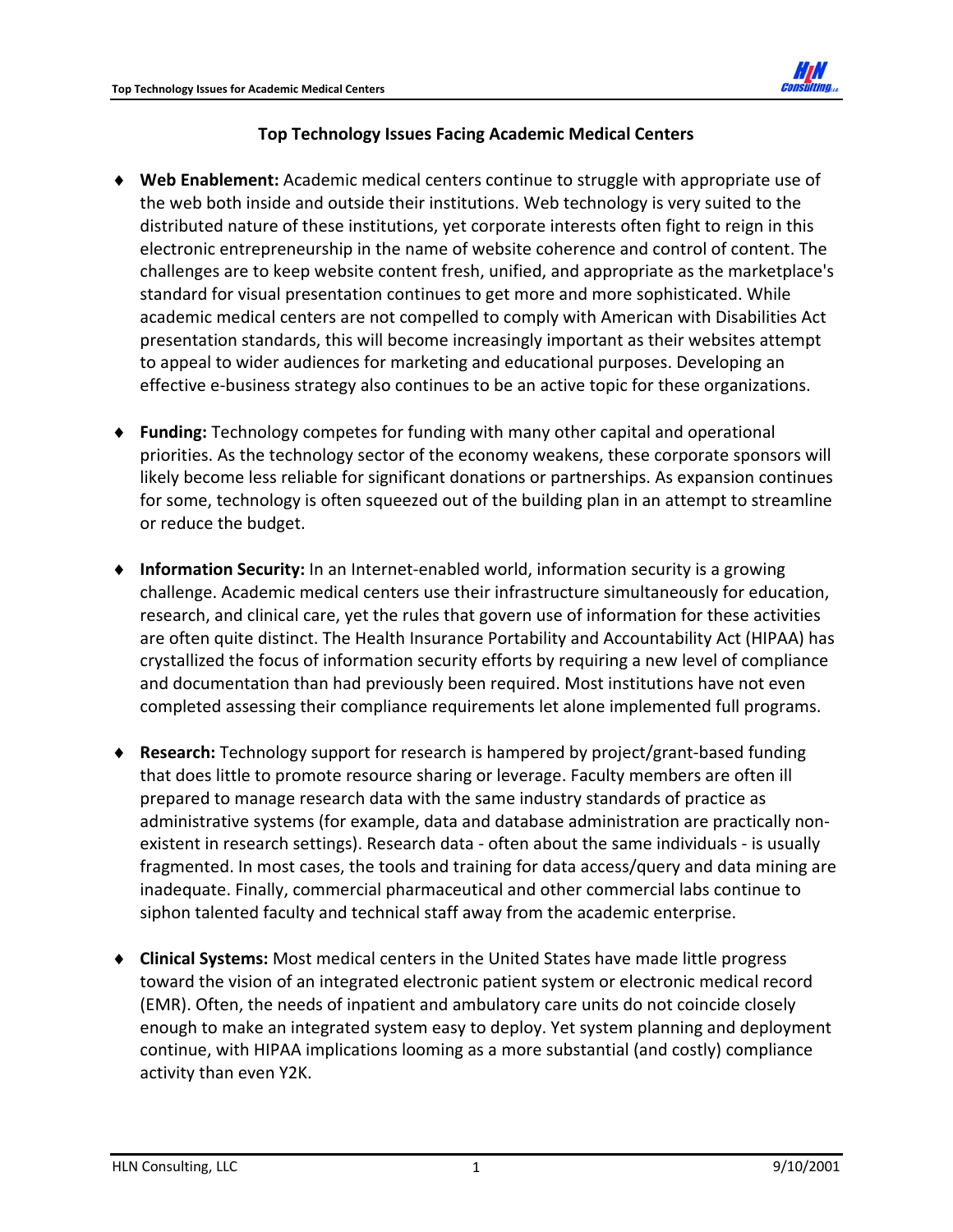# Top Technology Issues Facing Academic Medical Centers

- **Web Enablement:** Academic medical centers continue to struggle with appropriate use of the web both inside and outside their institutions. Web technology is very suited to the distributed nature of these institutions, yet corporate interests often fight to reign in this electronic entrepreneurship in the name of website coherence and control of content. The challenges are to keep website content fresh, unified, and appropriate as the marketplace's standard for visual presentation continues to get more and more sophisticated. While academic medical centers are not compelled to comply with American with Disabilities Act presentation standards, this will become increasingly important as their websites attempt to appeal to wider audiences for marketing and educational purposes. Developing an effective e-business strategy also continues to be an active topic for these organizations.

- **Funding:** Technology competes for funding with many other capital and operational priorities. As the technology sector of the economy weakens, these corporate sponsors will likely become less reliable for significant donations or partnerships. As expansion continues for some, technology is often squeezed out of the building plan in an attempt to streamline or reduce the budget.

- **Information Security:** In an Internet-enabled world, information security is a growing challenge. Academic medical centers use their infrastructure simultaneously for education, research, and clinical care, yet the rules that govern use of information for these activities are often quite distinct. The Health Insurance Portability and Accountability Act (HIPAA) has crystallized the focus of information security efforts by requiring a new level of compliance and documentation than had previously been required. Most institutions have not even completed assessing their compliance requirements let alone implemented full programs.

- **Research:** Technology support for research is hampered by project/grant-based funding that does little to promote resource sharing or leverage. Faculty members are often ill prepared to manage research data with the same industry standards of practice as administrative systems (for example, data and database administration are practically non-existent in research settings). Research data - often about the same individuals - is usually fragmented. In most cases, the tools and training for data access/query and data mining are inadequate. Finally, commercial pharmaceutical and other commercial labs continue to siphon talented faculty and technical staff away from the academic enterprise.

- **Clinical Systems:** Most medical centers in the United States have made little progress toward the vision of an integrated electronic patient system or electronic medical record (EMR). Often, the needs of inpatient and ambulatory care units do not coincide closely enough to make an integrated system easy to deploy. Yet system planning and deployment continue, with HIPAA implications looming as a more substantial (and costly) compliance activity than even Y2K.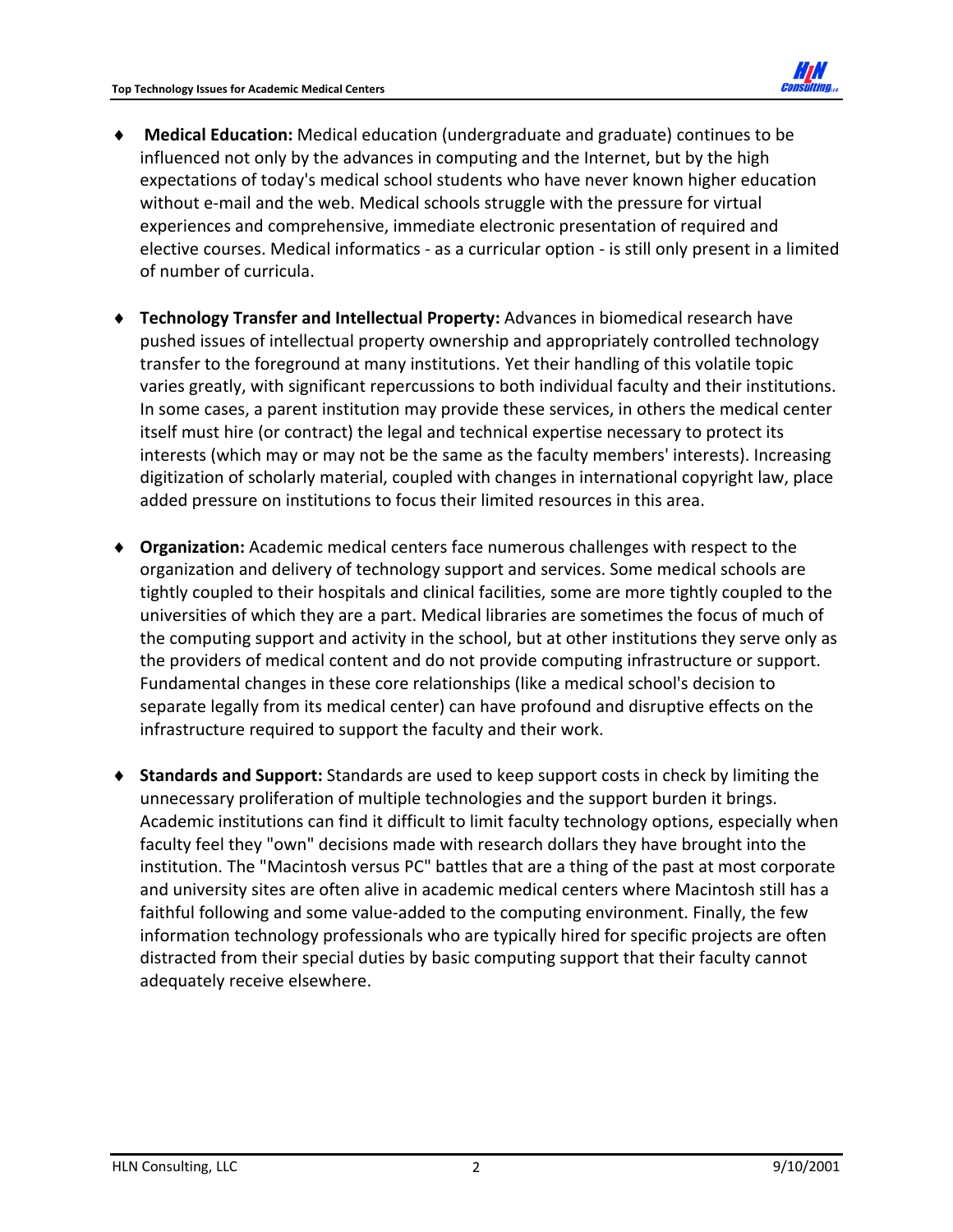- **Medical Education:** Medical education (undergraduate and graduate) continues to be influenced not only by the advances in computing and the Internet, but by the high expectations of today's medical school students who have never known higher education without e-mail and the web. Medical schools struggle with the pressure for virtual experiences and comprehensive, immediate electronic presentation of required and elective courses. Medical informatics - as a curricular option - is still only present in a limited of number of curricula.

- **Technology Transfer and Intellectual Property:** Advances in biomedical research have pushed issues of intellectual property ownership and appropriately controlled technology transfer to the foreground at many institutions. Yet their handling of this volatile topic varies greatly, with significant repercussions to both individual faculty and their institutions. In some cases, a parent institution may provide these services, in others the medical center itself must hire (or contract) the legal and technical expertise necessary to protect its interests (which may or may not be the same as the faculty members' interests). Increasing digitization of scholarly material, coupled with changes in international copyright law, place added pressure on institutions to focus their limited resources in this area.

- **Organization:** Academic medical centers face numerous challenges with respect to the organization and delivery of technology support and services. Some medical schools are tightly coupled to their hospitals and clinical facilities, some are more tightly coupled to the universities of which they are a part. Medical libraries are sometimes the focus of much of the computing support and activity in the school, but at other institutions they serve only as the providers of medical content and do not provide computing infrastructure or support. Fundamental changes in these core relationships (like a medical school's decision to separate legally from its medical center) can have profound and disruptive effects on the infrastructure required to support the faculty and their work.

- **Standards and Support:** Standards are used to keep support costs in check by limiting the unnecessary proliferation of multiple technologies and the support burden it brings. Academic institutions can find it difficult to limit faculty technology options, especially when faculty feel they "own" decisions made with research dollars they have brought into the institution. The "Macintosh versus PC" battles that are a thing of the past at most corporate and university sites are often alive in academic medical centers where Macintosh still has a faithful following and some value-added to the computing environment. Finally, the few information technology professionals who are typically hired for specific projects are often distracted from their special duties by basic computing support that their faculty cannot adequately receive elsewhere.